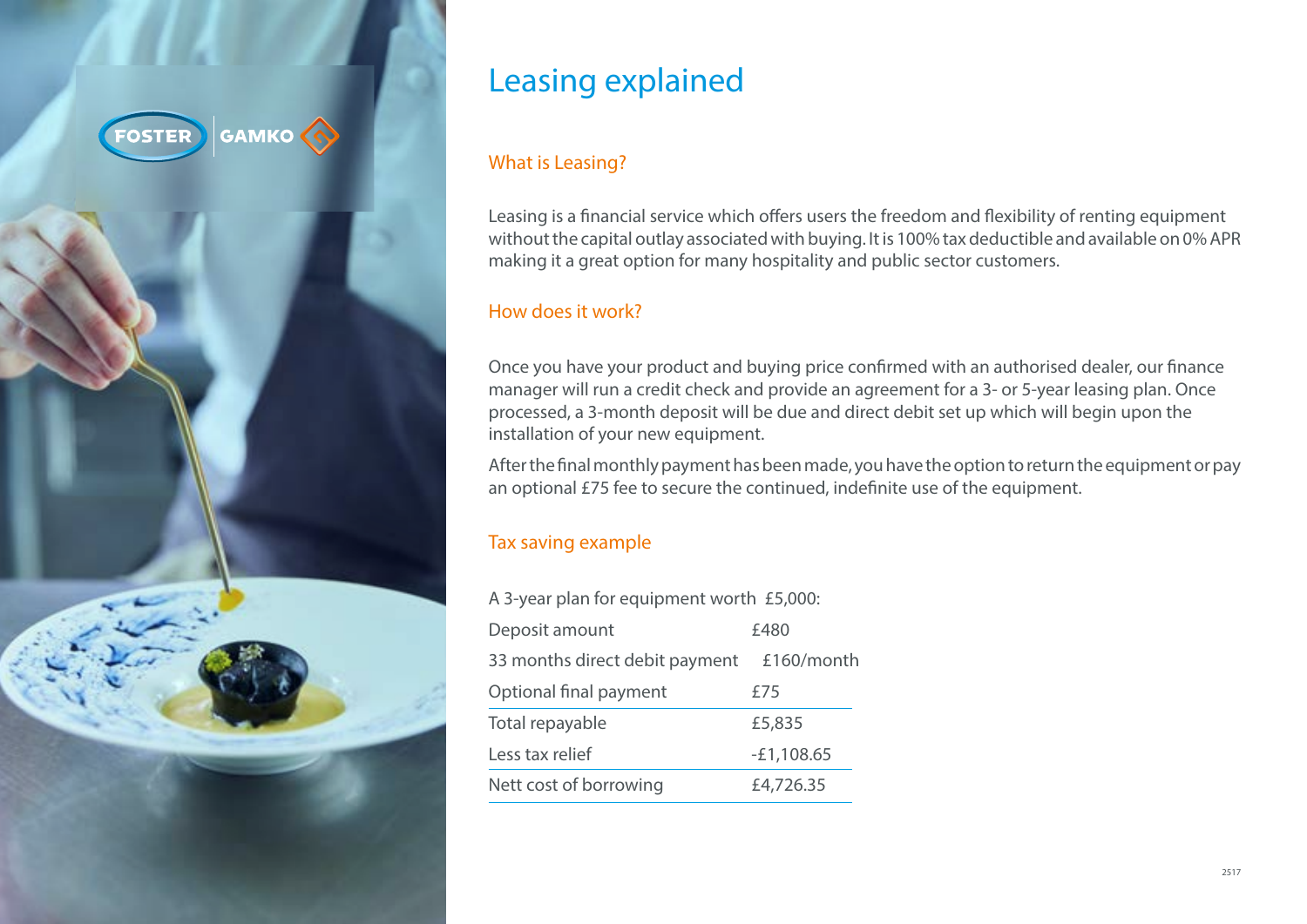# Leasing explained

## What is Leasing?

Leasing is a financial service which offers users the freedom and flexibility of renting equipment without the capital outlay associated with buying. It is 100% tax deductible and available on 0% APR making it a great option for many hospitality and public sector customers.

## How does it work?

Once you have your product and buying price confirmed with an authorised dealer, our finance manager will run a credit check and provide an agreement for a 3- or 5-year leasing plan. Once processed, a 3-month deposit will be due and direct debit set up which will begin upon the installation of your new equipment.

After the final monthly payment has been made, you have the option to return the equipment or pay an optional £75 fee to secure the continued, indefinite use of the equipment.

## Tax saving example

| A 3-year plan for equipment worth £5,000: | |
|---|---|
| Deposit amount | £480 |
| 33 months direct debit payment | £160/month |
| Optional final payment | £75 |
| Total repayable | £5,835 |
| Less tax relief | -£1,108.65 |
| Nett cost of borrowing | £4,726.35 |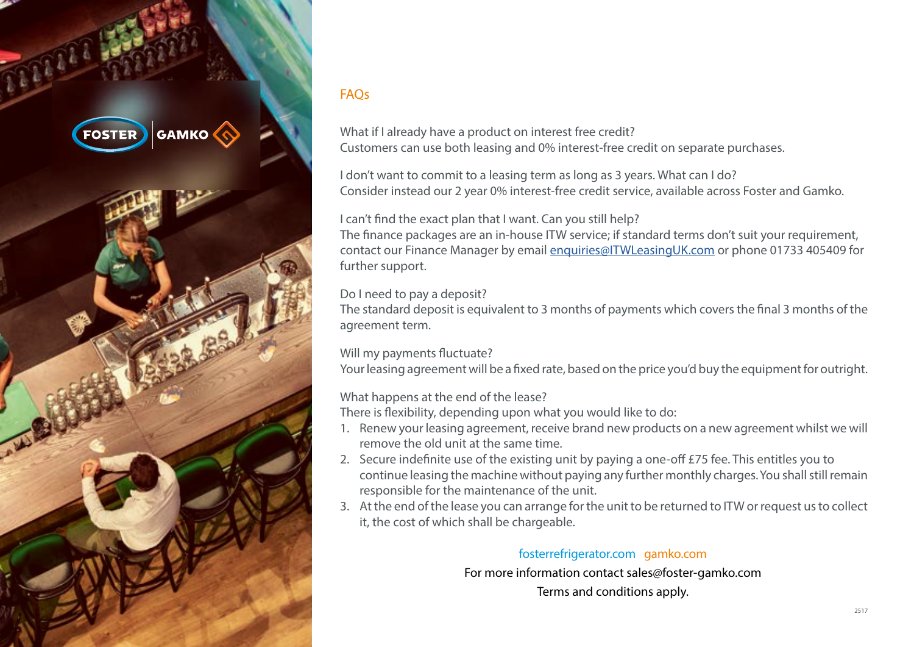## FAQs

What if I already have a product on interest free credit?
Customers can use both leasing and 0% interest-free credit on separate purchases.

I don't want to commit to a leasing term as long as 3 years. What can I do?
Consider instead our 2 year 0% interest-free credit service, available across Foster and Gamko.

I can't find the exact plan that I want. Can you still help?
The finance packages are an in-house ITW service; if standard terms don't suit your requirement, contact our Finance Manager by email enquiries@ITWLeasingUK.com or phone 01733 405409 for further support.

Do I need to pay a deposit?
The standard deposit is equivalent to 3 months of payments which covers the final 3 months of the agreement term.

Will my payments fluctuate?
Your leasing agreement will be a fixed rate, based on the price you'd buy the equipment for outright.

What happens at the end of the lease?
There is flexibility, depending upon what you would like to do:

1. Renew your leasing agreement, receive brand new products on a new agreement whilst we will remove the old unit at the same time.
2. Secure indefinite use of the existing unit by paying a one-off £75 fee. This entitles you to continue leasing the machine without paying any further monthly charges. You shall still remain responsible for the maintenance of the unit.
3. At the end of the lease you can arrange for the unit to be returned to ITW or request us to collect it, the cost of which shall be chargeable.

fosterrefrigerator.com gamko.com

For more information contact sales@foster-gamko.com

Terms and conditions apply.

2517